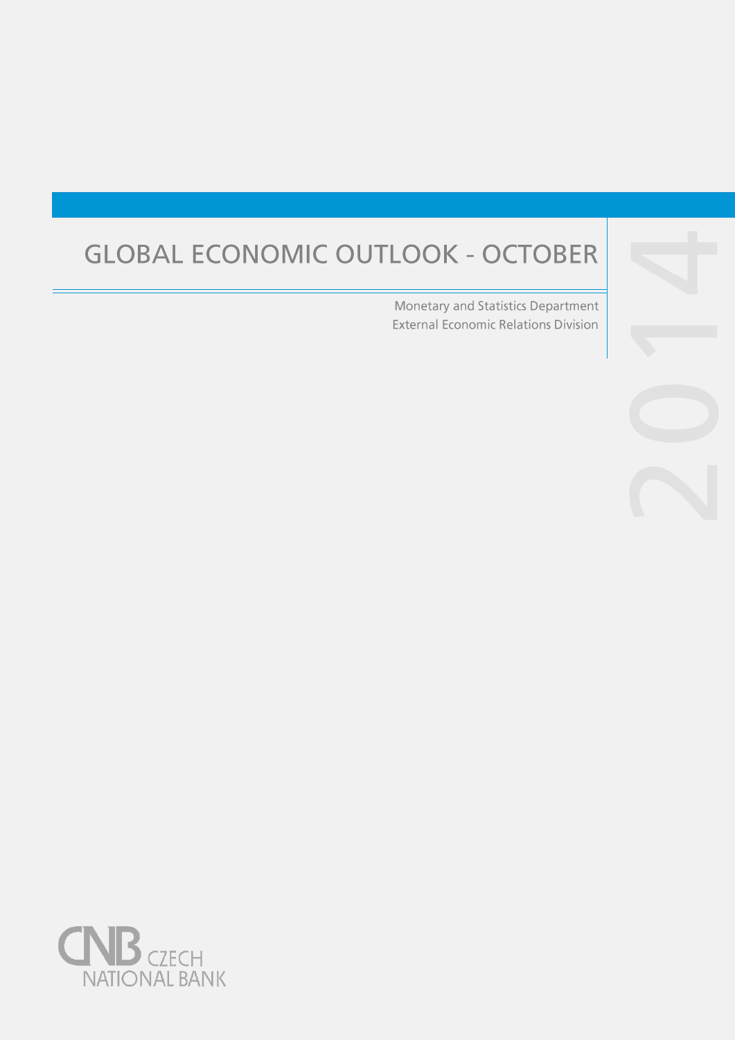# GLOBAL ECONOMIC OUTLOOK - OCTOBER

Monetary and Statistics Department
External Economic Relations Division

2014

CNB CZECH NATIONAL BANK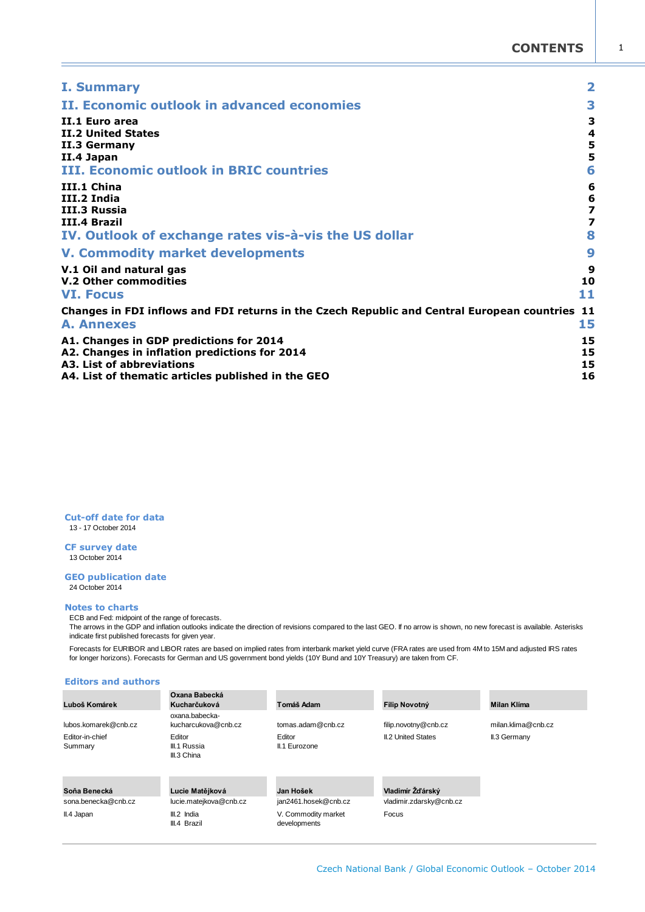# CONTENTS

| | |
|---|---|
| **I. Summary** | **2** |
| **II. Economic outlook in advanced economies** | **3** |
| **II.1 Euro area** | **3** |
| **II.2 United States** | **4** |
| **II.3 Germany** | **5** |
| **II.4 Japan** | **5** |
| **III. Economic outlook in BRIC countries** | **6** |
| **III.1 China** | **6** |
| **III.2 India** | **6** |
| **III.3 Russia** | **7** |
| **III.4 Brazil** | **7** |
| **IV. Outlook of exchange rates vis-à-vis the US dollar** | **8** |
| **V. Commodity market developments** | **9** |
| **V.1 Oil and natural gas** | **9** |
| **V.2 Other commodities** | **10** |
| **VI. Focus** | **11** |
| **Changes in FDI inflows and FDI returns in the Czech Republic and Central European countries** | **11** |
| **A. Annexes** | **15** |
| **A1. Changes in GDP predictions for 2014** | **15** |
| **A2. Changes in inflation predictions for 2014** | **15** |
| **A3. List of abbreviations** | **15** |
| **A4. List of thematic articles published in the GEO** | **16** |

### Cut-off date for data
13 - 17 October 2014

### CF survey date
13 October 2014

### GEO publication date
24 October 2014

### Notes to charts
ECB and Fed: midpoint of the range of forecasts.
The arrows in the GDP and inflation outlooks indicate the direction of revisions compared to the last GEO. If no arrow is shown, no new forecast is available. Asterisks indicate first published forecasts for given year.

Forecasts for EURIBOR and LIBOR rates are based on implied rates from interbank market yield curve (FRA rates are used from 4M to 15M and adjusted IRS rates for longer horizons). Forecasts for German and US government bond yields (10Y Bund and 10Y Treasury) are taken from CF.

### Editors and authors

| Luboš Komárek | Oxana Babecká Kucharčuková | Tomáš Adam | Filip Novotný | Milan Klíma |
|---|---|---|---|---|
| lubos.komarek@cnb.cz | oxana.babecka-kucharcukova@cnb.cz | tomas.adam@cnb.cz | filip.novotny@cnb.cz | milan.klima@cnb.cz |
| Editor-in-chief<br>Summary | Editor<br>III.1 Russia<br>III.3 China | Editor<br>II.1 Eurozone | II.2 United States | II.3 Germany |

| Soňa Benecká | Lucie Matějková | Jan Hošek | Vladimír Žďárský |
|---|---|---|---|
| sona.benecka@cnb.cz | lucie.matejkova@cnb.cz | jan2461.hosek@cnb.cz | vladimir.zdarsky@cnb.cz |
| II.4 Japan | III.2 India<br>III.4 Brazil | V. Commodity market developments | Focus |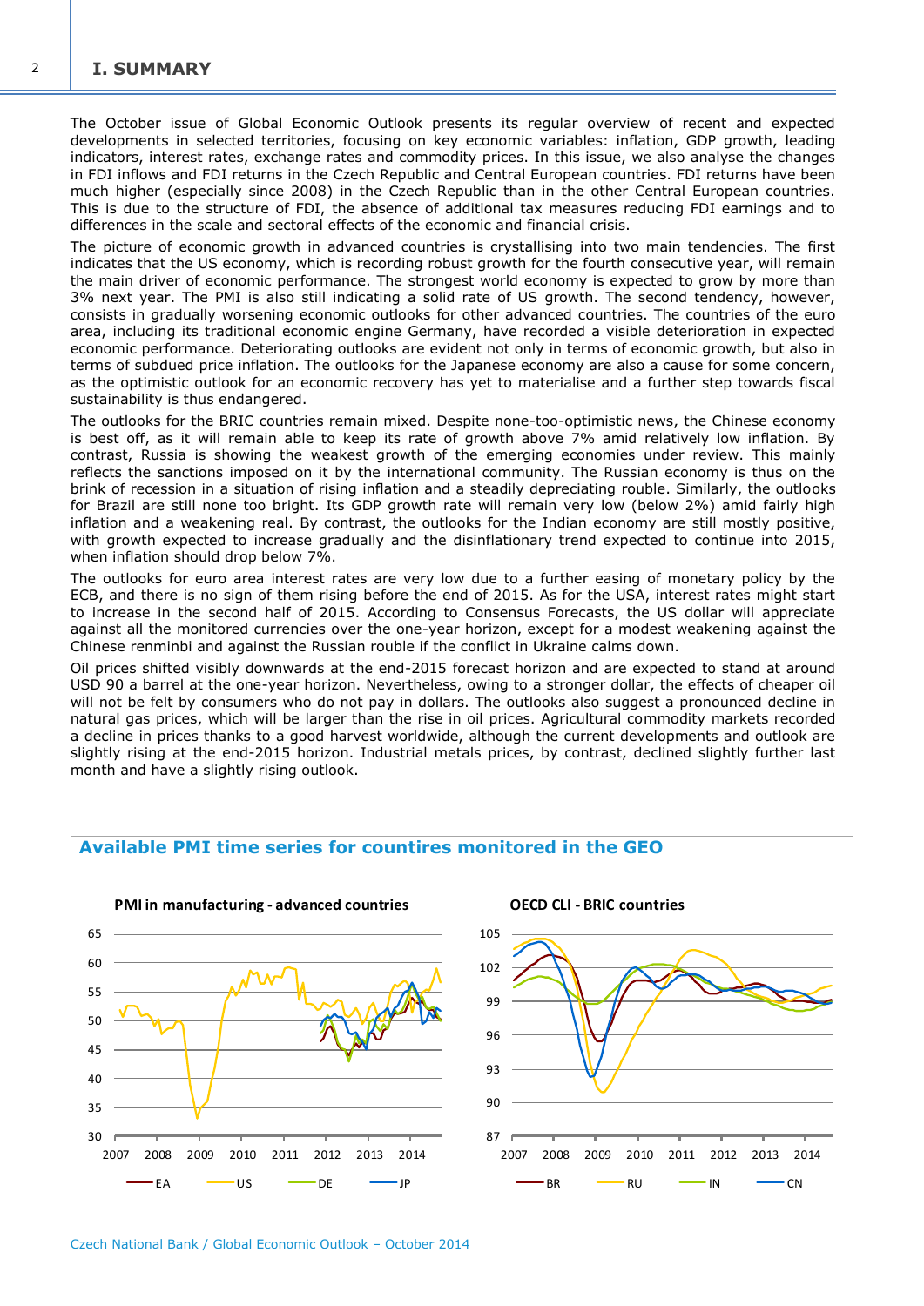# I. SUMMARY

The October issue of Global Economic Outlook presents its regular overview of recent and expected developments in selected territories, focusing on key economic variables: inflation, GDP growth, leading indicators, interest rates, exchange rates and commodity prices. In this issue, we also analyse the changes in FDI inflows and FDI returns in the Czech Republic and Central European countries. FDI returns have been much higher (especially since 2008) in the Czech Republic than in the other Central European countries. This is due to the structure of FDI, the absence of additional tax measures reducing FDI earnings and to differences in the scale and sectoral effects of the economic and financial crisis.

The picture of economic growth in advanced countries is crystallising into two main tendencies. The first indicates that the US economy, which is recording robust growth for the fourth consecutive year, will remain the main driver of economic performance. The strongest world economy is expected to grow by more than 3% next year. The PMI is also still indicating a solid rate of US growth. The second tendency, however, consists in gradually worsening economic outlooks for other advanced countries. The countries of the euro area, including its traditional economic engine Germany, have recorded a visible deterioration in expected economic performance. Deteriorating outlooks are evident not only in terms of economic growth, but also in terms of subdued price inflation. The outlooks for the Japanese economy are also a cause for some concern, as the optimistic outlook for an economic recovery has yet to materialise and a further step towards fiscal sustainability is thus endangered.

The outlooks for the BRIC countries remain mixed. Despite none-too-optimistic news, the Chinese economy is best off, as it will remain able to keep its rate of growth above 7% amid relatively low inflation. By contrast, Russia is showing the weakest growth of the emerging economies under review. This mainly reflects the sanctions imposed on it by the international community. The Russian economy is thus on the brink of recession in a situation of rising inflation and a steadily depreciating rouble. Similarly, the outlooks for Brazil are still none too bright. Its GDP growth rate will remain very low (below 2%) amid fairly high inflation and a weakening real. By contrast, the outlooks for the Indian economy are still mostly positive, with growth expected to increase gradually and the disinflationary trend expected to continue into 2015, when inflation should drop below 7%.

The outlooks for euro area interest rates are very low due to a further easing of monetary policy by the ECB, and there is no sign of them rising before the end of 2015. As for the USA, interest rates might start to increase in the second half of 2015. According to Consensus Forecasts, the US dollar will appreciate against all the monitored currencies over the one-year horizon, except for a modest weakening against the Chinese renminbi and against the Russian rouble if the conflict in Ukraine calms down.

Oil prices shifted visibly downwards at the end-2015 forecast horizon and are expected to stand at around USD 90 a barrel at the one-year horizon. Nevertheless, owing to a stronger dollar, the effects of cheaper oil will not be felt by consumers who do not pay in dollars. The outlooks also suggest a pronounced decline in natural gas prices, which will be larger than the rise in oil prices. Agricultural commodity markets recorded a decline in prices thanks to a good harvest worldwide, although the current developments and outlook are slightly rising at the end-2015 horizon. Industrial metals prices, by contrast, declined slightly further last month and have a slightly rising outlook.

## Available PMI time series for countires monitored in the GEO

**PMI in manufacturing - advanced countries**

(Legend: EA, US, DE, JP)

**OECD CLI - BRIC countries**

(Legend: BR, RU, IN, CN)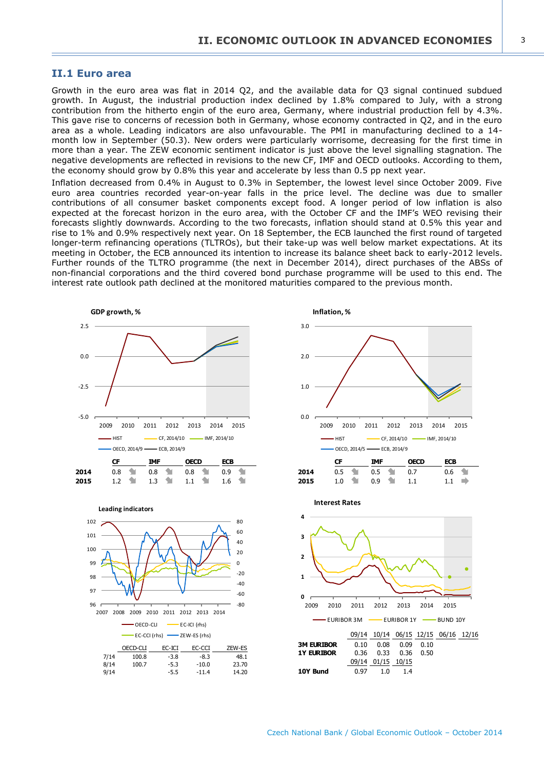## II.1 Euro area

Growth in the euro area was flat in 2014 Q2, and the available data for Q3 signal continued subdued growth. In August, the industrial production index declined by 1.8% compared to July, with a strong contribution from the hitherto engin of the euro area, Germany, where industrial production fell by 4.3%. This gave rise to concerns of recession both in Germany, whose economy contracted in Q2, and in the euro area as a whole. Leading indicators are also unfavourable. The PMI in manufacturing declined to a 14-month low in September (50.3). New orders were particularly worrisome, decreasing for the first time in more than a year. The ZEW economic sentiment indicator is just above the level signalling stagnation. The negative developments are reflected in revisions to the new CF, IMF and OECD outlooks. According to them, the economy should grow by 0.8% this year and accelerate by less than 0.5 pp next year.

Inflation decreased from 0.4% in August to 0.3% in September, the lowest level since October 2009. Five euro area countries recorded year-on-year falls in the price level. The decline was due to smaller contributions of all consumer basket components except food. A longer period of low inflation is also expected at the forecast horizon in the euro area, with the October CF and the IMF's WEO revising their forecasts slightly downwards. According to the two forecasts, inflation should stand at 0.5% this year and rise to 1% and 0.9% respectively next year. On 18 September, the ECB launched the first round of targeted longer-term refinancing operations (TLTROs), but their take-up was well below market expectations. At its meeting in October, the ECB announced its intention to increase its balance sheet back to early-2012 levels. Further rounds of the TLTRO programme (the next in December 2014), direct purchases of the ABSs of non-financial corporations and the third covered bond purchase programme will be used to this end. The interest rate outlook path declined at the monitored maturities compared to the previous month.

**GDP growth, %**

| | CF | IMF | OECD | ECB |
|---|---|---|---|---|
| **2014** | 0.8 | 0.8 | 0.8 | 0.9 |
| **2015** | 1.2 | 1.3 | 1.1 | 1.6 |

**Inflation, %**

| | CF | IMF | OECD | ECB |
|---|---|---|---|---|
| **2014** | 0.5 | 0.5 | 0.7 | 0.6 |
| **2015** | 1.0 | 0.9 | 1.1 | 1.1 |

**Leading indicators**

| | OECD-CLI | EC-ICI | EC-CCI | ZEW-ES |
|---|---|---|---|---|
| 7/14 | 100.8 | -3.8 | -8.3 | 48.1 |
| 8/14 | 100.7 | -5.3 | -10.0 | 23.70 |
| 9/14 | | -5.5 | -11.4 | 14.20 |

**Interest Rates**

| | 09/14 | 10/14 | 06/15 | 12/15 | 06/16 | 12/16 |
|---|---|---|---|---|---|---|
| **3M EURIBOR** | 0.10 | 0.08 | 0.09 | 0.10 | | |
| **1Y EURIBOR** | 0.36 | 0.33 | 0.36 | 0.50 | | |
| | 09/14 | 01/15 | 10/15 | | | |
| **10Y Bund** | 0.97 | 1.0 | 1.4 | | | |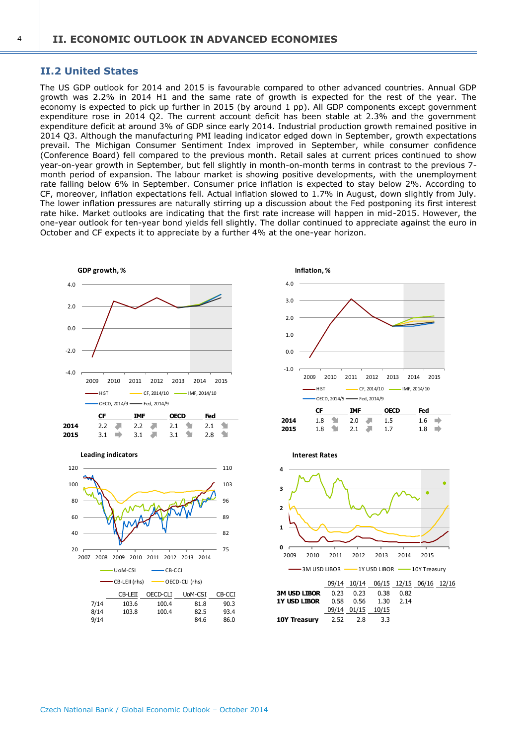## II.2 United States

The US GDP outlook for 2014 and 2015 is favourable compared to other advanced countries. Annual GDP growth was 2.2% in 2014 H1 and the same rate of growth is expected for the rest of the year. The economy is expected to pick up further in 2015 (by around 1 pp). All GDP components except government expenditure rose in 2014 Q2. The current account deficit has been stable at 2.3% and the government expenditure deficit at around 3% of GDP since early 2014. Industrial production growth remained positive in 2014 Q3. Although the manufacturing PMI leading indicator edged down in September, growth expectations prevail. The Michigan Consumer Sentiment Index improved in September, while consumer confidence (Conference Board) fell compared to the previous month. Retail sales at current prices continued to show year-on-year growth in September, but fell slightly in month-on-month terms in contrast to the previous 7-month period of expansion. The labour market is showing positive developments, with the unemployment rate falling below 6% in September. Consumer price inflation is expected to stay below 2%. According to CF, moreover, inflation expectations fell. Actual inflation slowed to 1.7% in August, down slightly from July. The lower inflation pressures are naturally stirring up a discussion about the Fed postponing its first interest rate hike. Market outlooks are indicating that the first rate increase will happen in mid-2015. However, the one-year outlook for ten-year bond yields fell slightly. The dollar continued to appreciate against the euro in October and CF expects it to appreciate by a further 4% at the one-year horizon.

**GDP growth, %**

|  | CF | IMF | OECD | Fed |
|---|---|---|---|---|
| **2014** | 2.2 | 2.2 | 2.1 | 2.1 |
| **2015** | 3.1 | 3.1 | 3.1 | 2.8 |

**Inflation, %**

|  | CF | IMF | OECD | Fed |
|---|---|---|---|---|
| **2014** | 1.8 | 2.0 | 1.5 | 1.6 |
| **2015** | 1.8 | 2.1 | 1.7 | 1.8 |

**Leading indicators**

|  | CB-LEII | OECD-CLI | UoM-CSI | CB-CCI |
|---|---|---|---|---|
| 7/14 | 103.6 | 100.4 | 81.8 | 90.3 |
| 8/14 | 103.8 | 100.4 | 82.5 | 93.4 |
| 9/14 |  |  | 84.6 | 86.0 |

**Interest Rates**

|  | 09/14 | 10/14 | 06/15 | 12/15 | 06/16 | 12/16 |
|---|---|---|---|---|---|---|
| **3M USD LIBOR** | 0.23 | 0.23 | 0.38 | 0.82 |  |  |
| **1Y USD LIBOR** | 0.58 | 0.56 | 1.30 | 2.14 |  |  |
|  | 09/14 | 01/15 | 10/15 |  |  |  |
| **10Y Treasury** | 2.52 | 2.8 | 3.3 |  |  |  |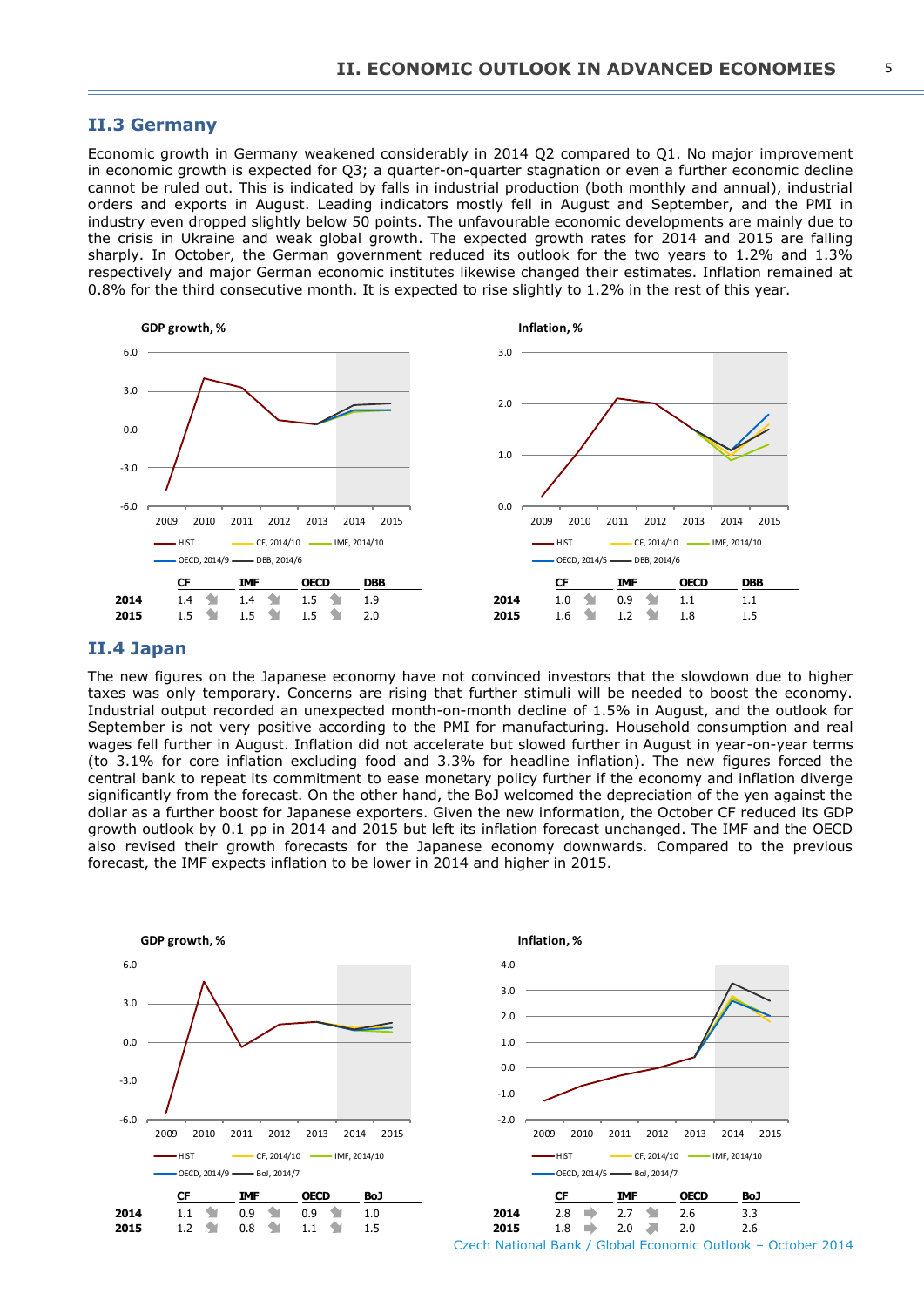## II.3 Germany

Economic growth in Germany weakened considerably in 2014 Q2 compared to Q1. No major improvement in economic growth is expected for Q3; a quarter-on-quarter stagnation or even a further economic decline cannot be ruled out. This is indicated by falls in industrial production (both monthly and annual), industrial orders and exports in August. Leading indicators mostly fell in August and September, and the PMI in industry even dropped slightly below 50 points. The unfavourable economic developments are mainly due to the crisis in Ukraine and weak global growth. The expected growth rates for 2014 and 2015 are falling sharply. In October, the German government reduced its outlook for the two years to 1.2% and 1.3% respectively and major German economic institutes likewise changed their estimates. Inflation remained at 0.8% for the third consecutive month. It is expected to rise slightly to 1.2% in the rest of this year.

**GDP growth, %**

| | CF | IMF | OECD | DBB |
|---|---|---|---|---|
| **2014** | 1.4 | 1.4 | 1.5 | 1.9 |
| **2015** | 1.5 | 1.5 | 1.5 | 2.0 |

**Inflation, %**

| | CF | IMF | OECD | DBB |
|---|---|---|---|---|
| **2014** | 1.0 | 0.9 | 1.1 | 1.1 |
| **2015** | 1.6 | 1.2 | 1.8 | 1.5 |

## II.4 Japan

The new figures on the Japanese economy have not convinced investors that the slowdown due to higher taxes was only temporary. Concerns are rising that further stimuli will be needed to boost the economy. Industrial output recorded an unexpected month-on-month decline of 1.5% in August, and the outlook for September is not very positive according to the PMI for manufacturing. Household consumption and real wages fell further in August. Inflation did not accelerate but slowed further in August in year-on-year terms (to 3.1% for core inflation excluding food and 3.3% for headline inflation). The new figures forced the central bank to repeat its commitment to ease monetary policy further if the economy and inflation diverge significantly from the forecast. On the other hand, the BoJ welcomed the depreciation of the yen against the dollar as a further boost for Japanese exporters. Given the new information, the October CF reduced its GDP growth outlook by 0.1 pp in 2014 and 2015 but left its inflation forecast unchanged. The IMF and the OECD also revised their growth forecasts for the Japanese economy downwards. Compared to the previous forecast, the IMF expects inflation to be lower in 2014 and higher in 2015.

**GDP growth, %**

| | CF | IMF | OECD | BoJ |
|---|---|---|---|---|
| **2014** | 1.1 | 0.9 | 0.9 | 1.0 |
| **2015** | 1.2 | 0.8 | 1.1 | 1.5 |

**Inflation, %**

| | CF | IMF | OECD | BoJ |
|---|---|---|---|---|
| **2014** | 2.8 | 2.7 | 2.6 | 3.3 |
| **2015** | 1.8 | 2.0 | 2.0 | 2.6 |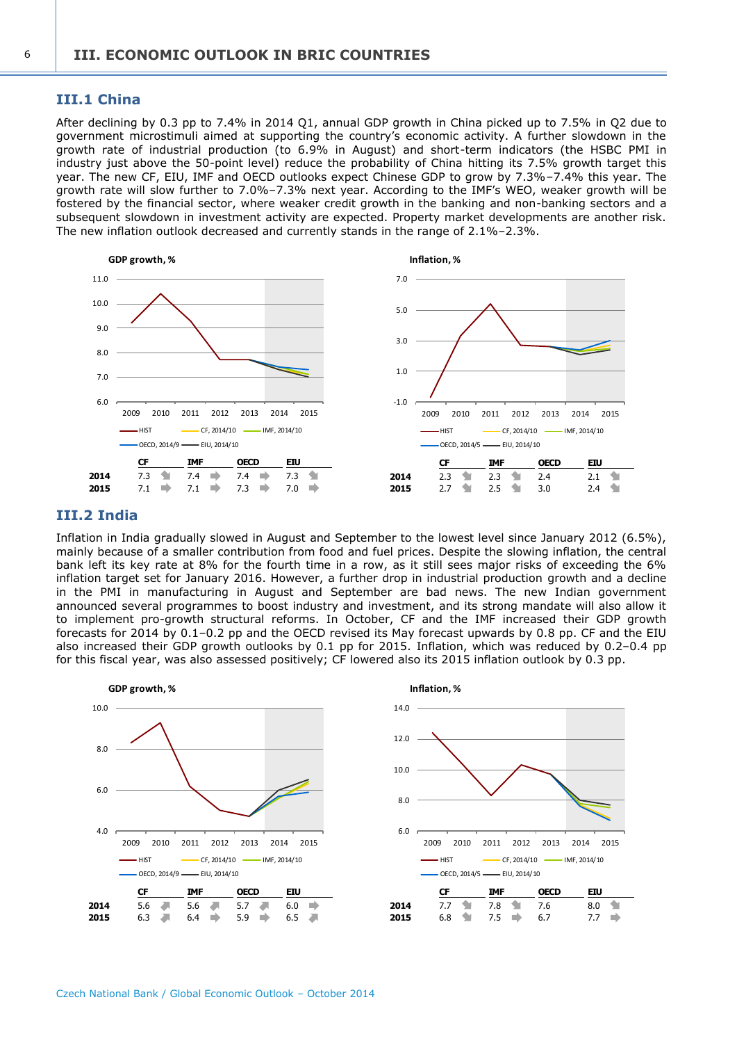## III.1 China

After declining by 0.3 pp to 7.4% in 2014 Q1, annual GDP growth in China picked up to 7.5% in Q2 due to government microstimuli aimed at supporting the country's economic activity. A further slowdown in the growth rate of industrial production (to 6.9% in August) and short-term indicators (the HSBC PMI in industry just above the 50-point level) reduce the probability of China hitting its 7.5% growth target this year. The new CF, EIU, IMF and OECD outlooks expect Chinese GDP to grow by 7.3%–7.4% this year. The growth rate will slow further to 7.0%–7.3% next year. According to the IMF's WEO, weaker growth will be fostered by the financial sector, where weaker credit growth in the banking and non-banking sectors and a subsequent slowdown in investment activity are expected. Property market developments are another risk. The new inflation outlook decreased and currently stands in the range of 2.1%–2.3%.

**GDP growth, %**

| | CF | IMF | OECD | EIU |
|---|---|---|---|---|
| 2014 | 7.3 | 7.4 | 7.4 | 7.3 |
| 2015 | 7.1 | 7.1 | 7.3 | 7.0 |

**Inflation, %**

| | CF | IMF | OECD | EIU |
|---|---|---|---|---|
| 2014 | 2.3 | 2.3 | 2.4 | 2.1 |
| 2015 | 2.7 | 2.5 | 3.0 | 2.4 |

## III.2 India

Inflation in India gradually slowed in August and September to the lowest level since January 2012 (6.5%), mainly because of a smaller contribution from food and fuel prices. Despite the slowing inflation, the central bank left its key rate at 8% for the fourth time in a row, as it still sees major risks of exceeding the 6% inflation target set for January 2016. However, a further drop in industrial production growth and a decline in the PMI in manufacturing in August and September are bad news. The new Indian government announced several programmes to boost industry and investment, and its strong mandate will also allow it to implement pro-growth structural reforms. In October, CF and the IMF increased their GDP growth forecasts for 2014 by 0.1–0.2 pp and the OECD revised its May forecast upwards by 0.8 pp. CF and the EIU also increased their GDP growth outlooks by 0.1 pp for 2015. Inflation, which was reduced by 0.2–0.4 pp for this fiscal year, was also assessed positively; CF lowered also its 2015 inflation outlook by 0.3 pp.

**GDP growth, %**

| | CF | IMF | OECD | EIU |
|---|---|---|---|---|
| 2014 | 5.6 | 5.6 | 5.7 | 6.0 |
| 2015 | 6.3 | 6.4 | 5.9 | 6.5 |

**Inflation, %**

| | CF | IMF | OECD | EIU |
|---|---|---|---|---|
| 2014 | 7.7 | 7.8 | 7.6 | 8.0 |
| 2015 | 6.8 | 7.5 | 6.7 | 7.7 |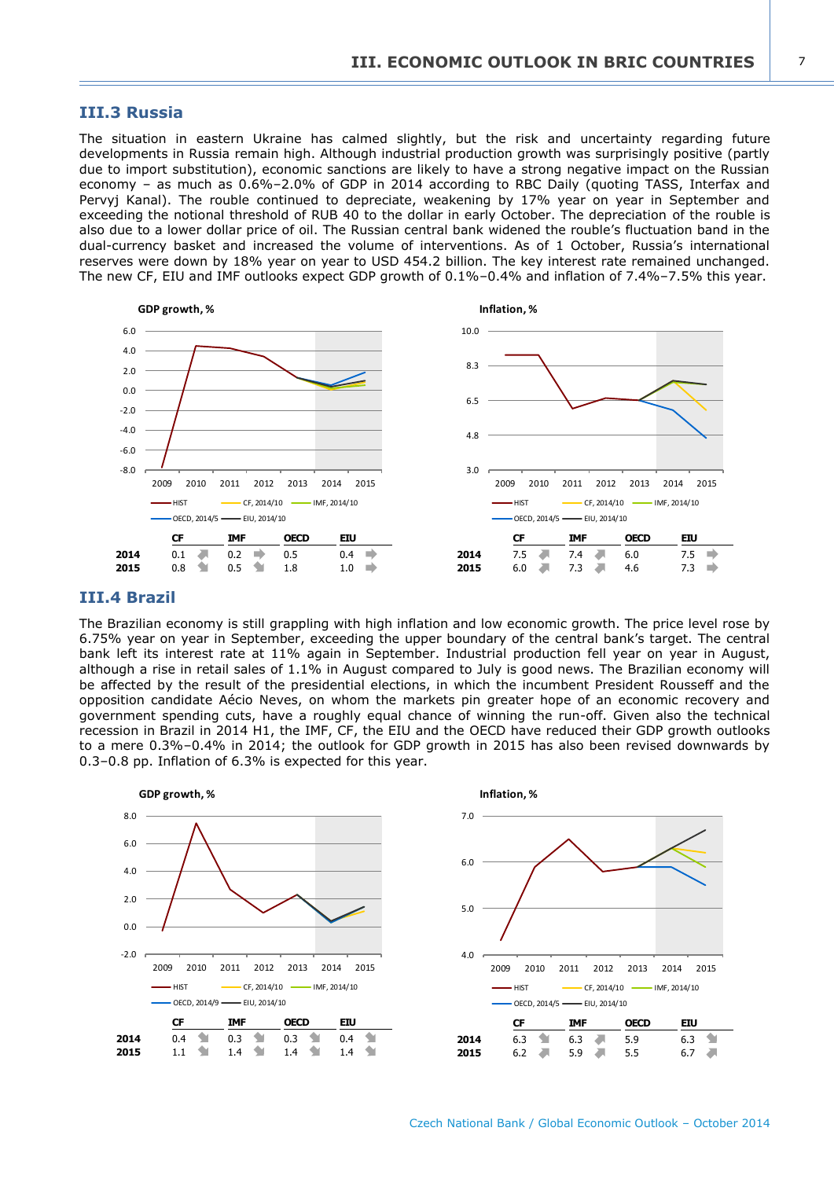## III.3 Russia

The situation in eastern Ukraine has calmed slightly, but the risk and uncertainty regarding future developments in Russia remain high. Although industrial production growth was surprisingly positive (partly due to import substitution), economic sanctions are likely to have a strong negative impact on the Russian economy – as much as 0.6%–2.0% of GDP in 2014 according to RBC Daily (quoting TASS, Interfax and Pervyj Kanal). The rouble continued to depreciate, weakening by 17% year on year in September and exceeding the notional threshold of RUB 40 to the dollar in early October. The depreciation of the rouble is also due to a lower dollar price of oil. The Russian central bank widened the rouble's fluctuation band in the dual-currency basket and increased the volume of interventions. As of 1 October, Russia's international reserves were down by 18% year on year to USD 454.2 billion. The key interest rate remained unchanged. The new CF, EIU and IMF outlooks expect GDP growth of 0.1%–0.4% and inflation of 7.4%–7.5% this year.

**GDP growth, %**

| | CF | IMF | OECD | EIU |
|---|---|---|---|---|
| 2014 | 0.1 | 0.2 | 0.5 | 0.4 |
| 2015 | 0.8 | 0.5 | 1.8 | 1.0 |

**Inflation, %**

| | CF | IMF | OECD | EIU |
|---|---|---|---|---|
| 2014 | 7.5 | 7.4 | 6.0 | 7.5 |
| 2015 | 6.0 | 7.3 | 4.6 | 7.3 |

## III.4 Brazil

The Brazilian economy is still grappling with high inflation and low economic growth. The price level rose by 6.75% year on year in September, exceeding the upper boundary of the central bank's target. The central bank left its interest rate at 11% again in September. Industrial production fell year on year in August, although a rise in retail sales of 1.1% in August compared to July is good news. The Brazilian economy will be affected by the result of the presidential elections, in which the incumbent President Rousseff and the opposition candidate Aécio Neves, on whom the markets pin greater hope of an economic recovery and government spending cuts, have a roughly equal chance of winning the run-off. Given also the technical recession in Brazil in 2014 H1, the IMF, CF, the EIU and the OECD have reduced their GDP growth outlooks to a mere 0.3%–0.4% in 2014; the outlook for GDP growth in 2015 has also been revised downwards by 0.3–0.8 pp. Inflation of 6.3% is expected for this year.

**GDP growth, %**

| | CF | IMF | OECD | EIU |
|---|---|---|---|---|
| 2014 | 0.4 | 0.3 | 0.3 | 0.4 |
| 2015 | 1.1 | 1.4 | 1.4 | 1.4 |

**Inflation, %**

| | CF | IMF | OECD | EIU |
|---|---|---|---|---|
| 2014 | 6.3 | 6.3 | 5.9 | 6.3 |
| 2015 | 6.2 | 5.9 | 5.5 | 6.7 |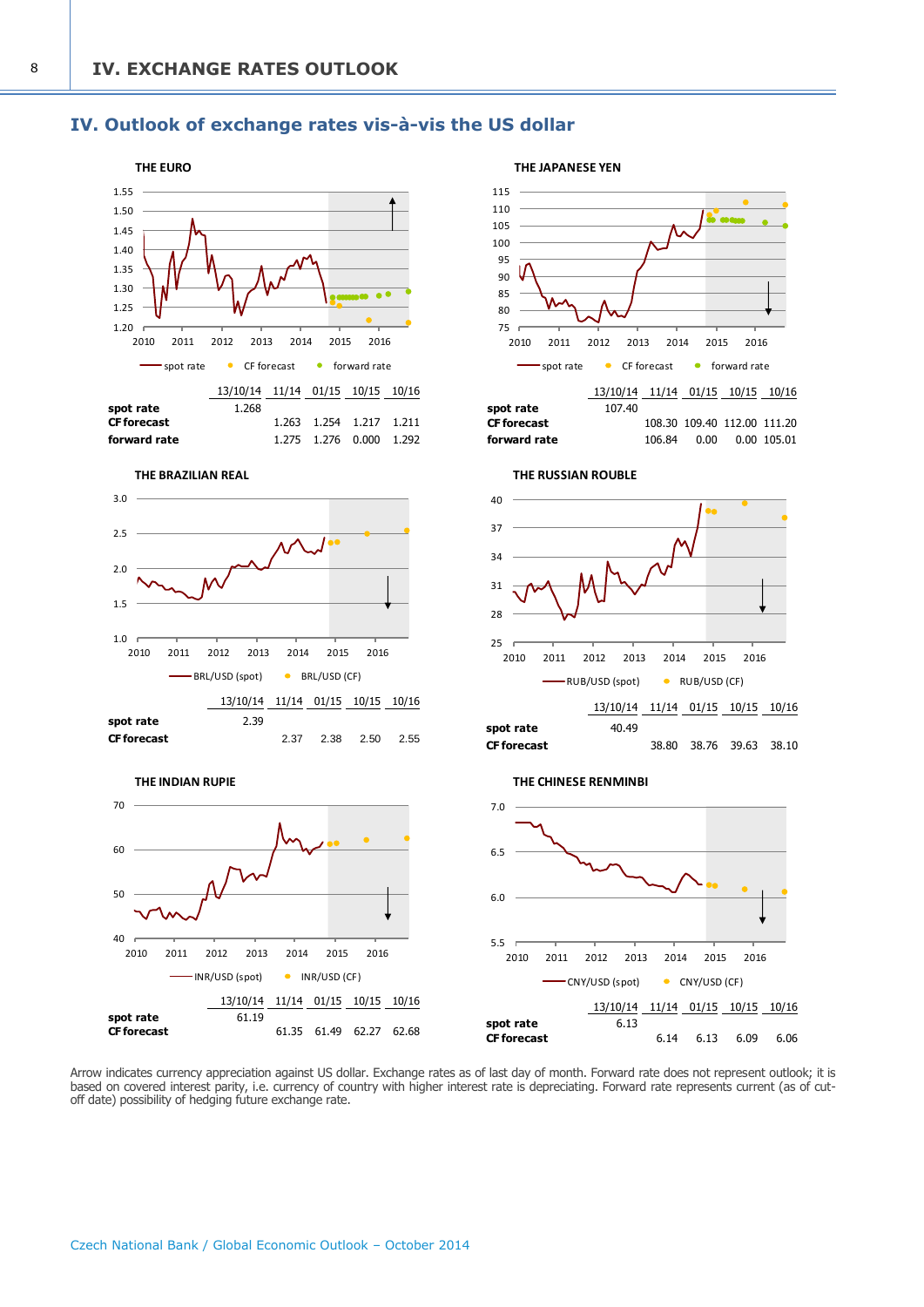## IV. Outlook of exchange rates vis-à-vis the US dollar

### THE EURO

|  | 13/10/14 | 11/14 | 01/15 | 10/15 | 10/16 |
|---|---|---|---|---|---|
| **spot rate** | 1.268 | | | | |
| **CF forecast** | | 1.263 | 1.254 | 1.217 | 1.211 |
| **forward rate** | | 1.275 | 1.276 | 0.000 | 1.292 |

### THE JAPANESE YEN

|  | 13/10/14 | 11/14 | 01/15 | 10/15 | 10/16 |
|---|---|---|---|---|---|
| **spot rate** | 107.40 | | | | |
| **CF forecast** | | 108.30 | 109.40 | 112.00 | 111.20 |
| **forward rate** | | 106.84 | 0.00 | 0.00 | 105.01 |

### THE BRAZILIAN REAL

|  | 13/10/14 | 11/14 | 01/15 | 10/15 | 10/16 |
|---|---|---|---|---|---|
| **spot rate** | 2.39 | | | | |
| **CF forecast** | | 2.37 | 2.38 | 2.50 | 2.55 |

### THE RUSSIAN ROUBLE

|  | 13/10/14 | 11/14 | 01/15 | 10/15 | 10/16 |
|---|---|---|---|---|---|
| **spot rate** | 40.49 | | | | |
| **CF forecast** | | 38.80 | 38.76 | 39.63 | 38.10 |

### THE INDIAN RUPIE

|  | 13/10/14 | 11/14 | 01/15 | 10/15 | 10/16 |
|---|---|---|---|---|---|
| **spot rate** | 61.19 | | | | |
| **CF forecast** | | 61.35 | 61.49 | 62.27 | 62.68 |

### THE CHINESE RENMINBI

|  | 13/10/14 | 11/14 | 01/15 | 10/15 | 10/16 |
|---|---|---|---|---|---|
| **spot rate** | 6.13 | | | | |
| **CF forecast** | | 6.14 | 6.13 | 6.09 | 6.06 |

Arrow indicates currency appreciation against US dollar. Exchange rates as of last day of month. Forward rate does not represent outlook; it is based on covered interest parity, i.e. currency of country with higher interest rate is depreciating. Forward rate represents current (as of cut-off date) possibility of hedging future exchange rate.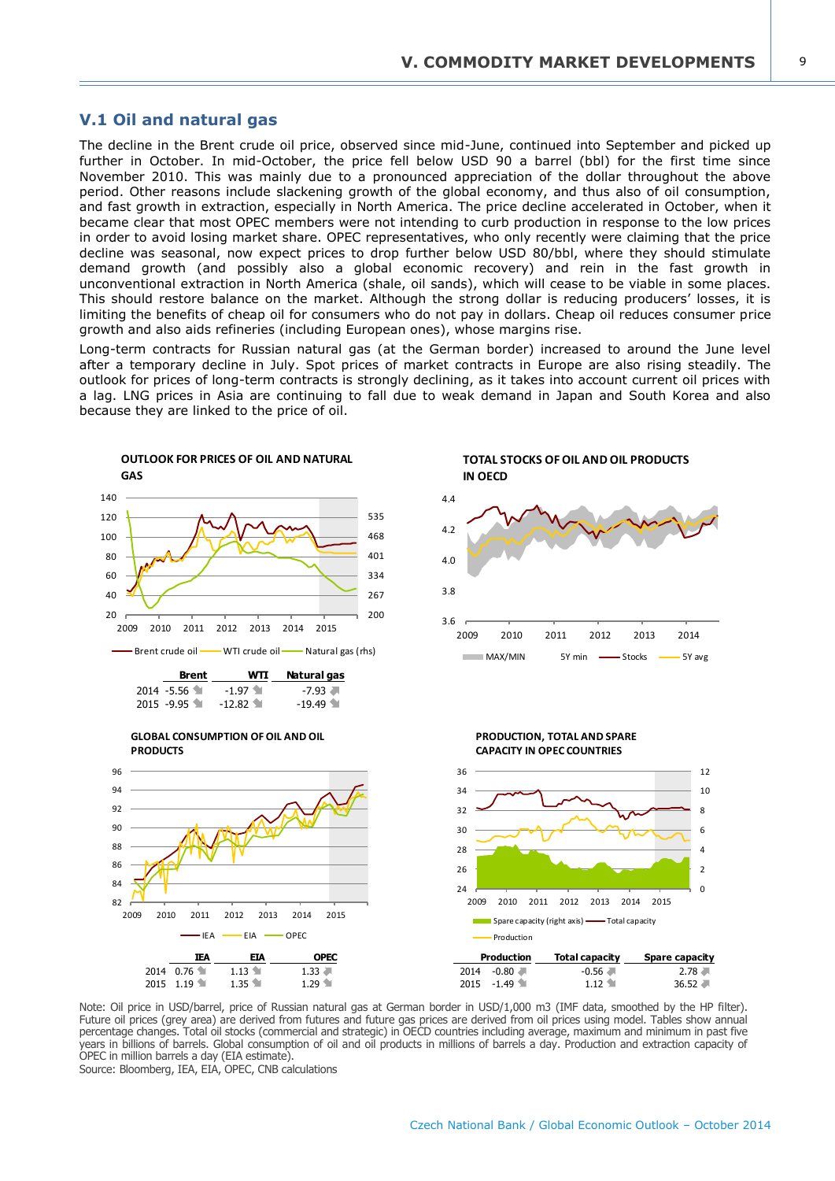## V.1 Oil and natural gas

The decline in the Brent crude oil price, observed since mid-June, continued into September and picked up further in October. In mid-October, the price fell below USD 90 a barrel (bbl) for the first time since November 2010. This was mainly due to a pronounced appreciation of the dollar throughout the above period. Other reasons include slackening growth of the global economy, and thus also of oil consumption, and fast growth in extraction, especially in North America. The price decline accelerated in October, when it became clear that most OPEC members were not intending to curb production in response to the low prices in order to avoid losing market share. OPEC representatives, who only recently were claiming that the price decline was seasonal, now expect prices to drop further below USD 80/bbl, where they should stimulate demand growth (and possibly also a global economic recovery) and rein in the fast growth in unconventional extraction in North America (shale, oil sands), which will cease to be viable in some places. This should restore balance on the market. Although the strong dollar is reducing producers' losses, it is limiting the benefits of cheap oil for consumers who do not pay in dollars. Cheap oil reduces consumer price growth and also aids refineries (including European ones), whose margins rise.

Long-term contracts for Russian natural gas (at the German border) increased to around the June level after a temporary decline in July. Spot prices of market contracts in Europe are also rising steadily. The outlook for prices of long-term contracts is strongly declining, as it takes into account current oil prices with a lag. LNG prices in Asia are continuing to fall due to weak demand in Japan and South Korea and also because they are linked to the price of oil.

**OUTLOOK FOR PRICES OF OIL AND NATURAL GAS**

| | Brent | WTI | Natural gas |
|---|---|---|---|
| 2014 | -5.56 | -1.97 | -7.93 |
| 2015 | -9.95 | -12.82 | -19.49 |

**TOTAL STOCKS OF OIL AND OIL PRODUCTS IN OECD**

**GLOBAL CONSUMPTION OF OIL AND OIL PRODUCTS**

| | IEA | EIA | OPEC |
|---|---|---|---|
| 2014 | 0.76 | 1.13 | 1.33 |
| 2015 | 1.19 | 1.35 | 1.29 |

**PRODUCTION, TOTAL AND SPARE CAPACITY IN OPEC COUNTRIES**

| | Production | Total capacity | Spare capacity |
|---|---|---|---|
| 2014 | -0.80 | -0.56 | 2.78 |
| 2015 | -1.49 | 1.12 | 36.52 |

Note: Oil price in USD/barrel, price of Russian natural gas at German border in USD/1,000 m3 (IMF data, smoothed by the HP filter). Future oil prices (grey area) are derived from futures and future gas prices are derived from oil prices using model. Tables show annual percentage changes. Total oil stocks (commercial and strategic) in OECD countries including average, maximum and minimum in past five years in billions of barrels. Global consumption of oil and oil products in millions of barrels a day. Production and extraction capacity of OPEC in million barrels a day (EIA estimate).
Source: Bloomberg, IEA, EIA, OPEC, CNB calculations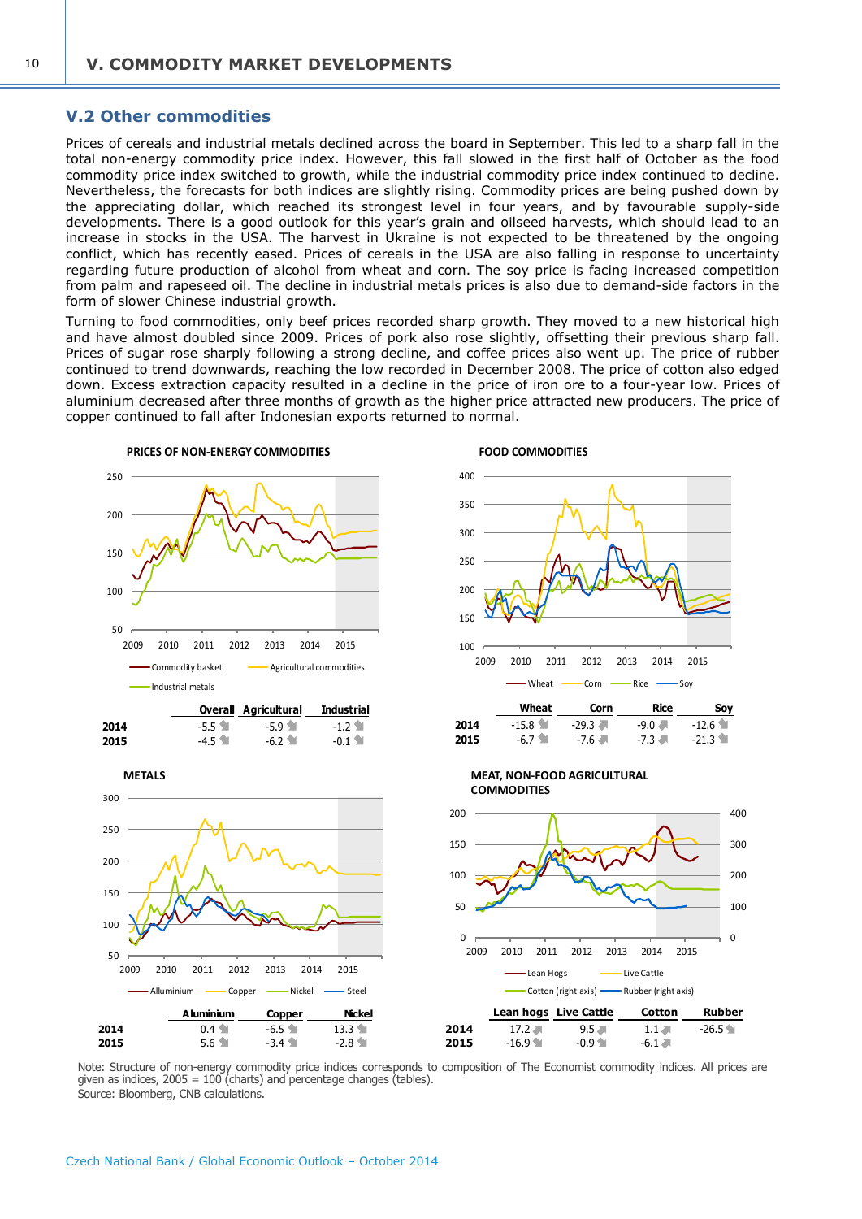## V.2 Other commodities

Prices of cereals and industrial metals declined across the board in September. This led to a sharp fall in the total non-energy commodity price index. However, this fall slowed in the first half of October as the food commodity price index switched to growth, while the industrial commodity price index continued to decline. Nevertheless, the forecasts for both indices are slightly rising. Commodity prices are being pushed down by the appreciating dollar, which reached its strongest level in four years, and by favourable supply-side developments. There is a good outlook for this year's grain and oilseed harvests, which should lead to an increase in stocks in the USA. The harvest in Ukraine is not expected to be threatened by the ongoing conflict, which has recently eased. Prices of cereals in the USA are also falling in response to uncertainty regarding future production of alcohol from wheat and corn. The soy price is facing increased competition from palm and rapeseed oil. The decline in industrial metals prices is also due to demand-side factors in the form of slower Chinese industrial growth.

Turning to food commodities, only beef prices recorded sharp growth. They moved to a new historical high and have almost doubled since 2009. Prices of pork also rose slightly, offsetting their previous sharp fall. Prices of sugar rose sharply following a strong decline, and coffee prices also went up. The price of rubber continued to trend downwards, reaching the low recorded in December 2008. The price of cotton also edged down. Excess extraction capacity resulted in a decline in the price of iron ore to a four-year low. Prices of aluminium decreased after three months of growth as the higher price attracted new producers. The price of copper continued to fall after Indonesian exports returned to normal.

**PRICES OF NON-ENERGY COMMODITIES**

| | Overall | Agricultural | Industrial |
|---|---|---|---|
| 2014 | -5.5 | -5.9 | -1.2 |
| 2015 | -4.5 | -6.2 | -0.1 |

**FOOD COMMODITIES**

| | Wheat | Corn | Rice | Soy |
|---|---|---|---|---|
| 2014 | -15.8 | -29.3 | -9.0 | -12.6 |
| 2015 | -6.7 | -7.6 | -7.3 | -21.3 |

**METALS**

| | Aluminium | Copper | Nickel |
|---|---|---|---|
| 2014 | 0.4 | -6.5 | 13.3 |
| 2015 | 5.6 | -3.4 | -2.8 |

**MEAT, NON-FOOD AGRICULTURAL COMMODITIES**

| | Lean hogs | Live Cattle | Cotton | Rubber |
|---|---|---|---|---|
| 2014 | 17.2 | 9.5 | 1.1 | -26.5 |
| 2015 | -16.9 | -0.9 | -6.1 | |

Note: Structure of non-energy commodity price indices corresponds to composition of The Economist commodity indices. All prices are given as indices, 2005 = 100 (charts) and percentage changes (tables).
Source: Bloomberg, CNB calculations.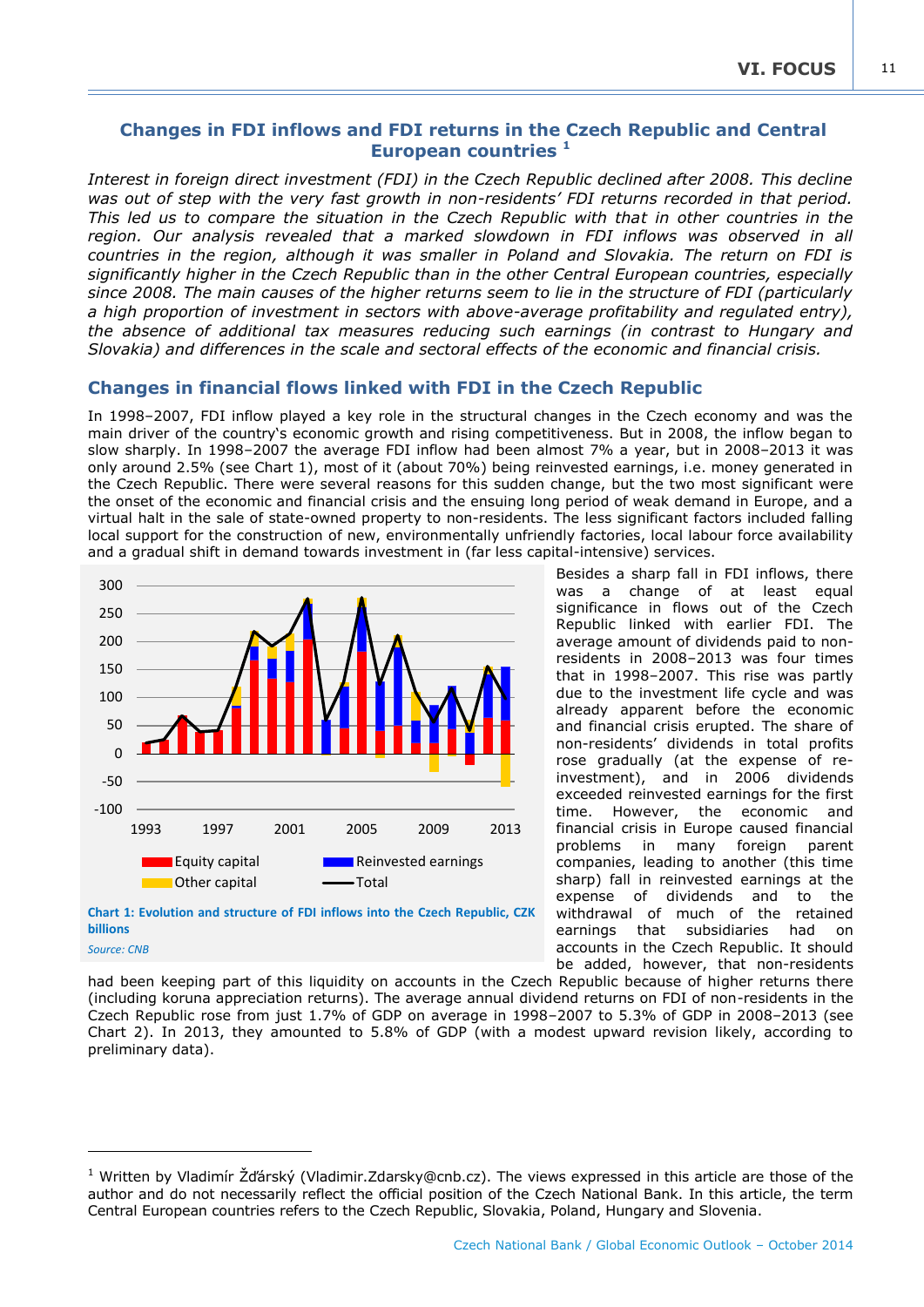## Changes in FDI inflows and FDI returns in the Czech Republic and Central European countries [1]

*Interest in foreign direct investment (FDI) in the Czech Republic declined after 2008. This decline was out of step with the very fast growth in non-residents' FDI returns recorded in that period. This led us to compare the situation in the Czech Republic with that in other countries in the region. Our analysis revealed that a marked slowdown in FDI inflows was observed in all countries in the region, although it was smaller in Poland and Slovakia. The return on FDI is significantly higher in the Czech Republic than in the other Central European countries, especially since 2008. The main causes of the higher returns seem to lie in the structure of FDI (particularly a high proportion of investment in sectors with above-average profitability and regulated entry), the absence of additional tax measures reducing such earnings (in contrast to Hungary and Slovakia) and differences in the scale and sectoral effects of the economic and financial crisis.*

### Changes in financial flows linked with FDI in the Czech Republic

In 1998–2007, FDI inflow played a key role in the structural changes in the Czech economy and was the main driver of the country's economic growth and rising competitiveness. But in 2008, the inflow began to slow sharply. In 1998–2007 the average FDI inflow had been almost 7% a year, but in 2008–2013 it was only around 2.5% (see Chart 1), most of it (about 70%) being reinvested earnings, i.e. money generated in the Czech Republic. There were several reasons for this sudden change, but the two most significant were the onset of the economic and financial crisis and the ensuing long period of weak demand in Europe, and a virtual halt in the sale of state-owned property to non-residents. The less significant factors included falling local support for the construction of new, environmentally unfriendly factories, local labour force availability and a gradual shift in demand towards investment in (far less capital-intensive) services.

**Chart 1: Evolution and structure of FDI inflows into the Czech Republic, CZK billions**

*Source: CNB*

Besides a sharp fall in FDI inflows, there was a change of at least equal significance in flows out of the Czech Republic linked with earlier FDI. The average amount of dividends paid to non-residents in 2008–2013 was four times that in 1998–2007. This rise was partly due to the investment life cycle and was already apparent before the economic and financial crisis erupted. The share of non-residents' dividends in total profits rose gradually (at the expense of re-investment), and in 2006 dividends exceeded reinvested earnings for the first time. However, the economic and financial crisis in Europe caused financial problems in many foreign parent companies, leading to another (this time sharp) fall in reinvested earnings at the expense of dividends and to the withdrawal of much of the retained earnings that subsidiaries had on accounts in the Czech Republic. It should be added, however, that non-residents had been keeping part of this liquidity on accounts in the Czech Republic because of higher returns there (including koruna appreciation returns). The average annual dividend returns on FDI of non-residents in the Czech Republic rose from just 1.7% of GDP on average in 1998–2007 to 5.3% of GDP in 2008–2013 (see Chart 2). In 2013, they amounted to 5.8% of GDP (with a modest upward revision likely, according to preliminary data).

---

[1] Written by Vladimír Žďárský (Vladimir.Zdarsky@cnb.cz). The views expressed in this article are those of the author and do not necessarily reflect the official position of the Czech National Bank. In this article, the term Central European countries refers to the Czech Republic, Slovakia, Poland, Hungary and Slovenia.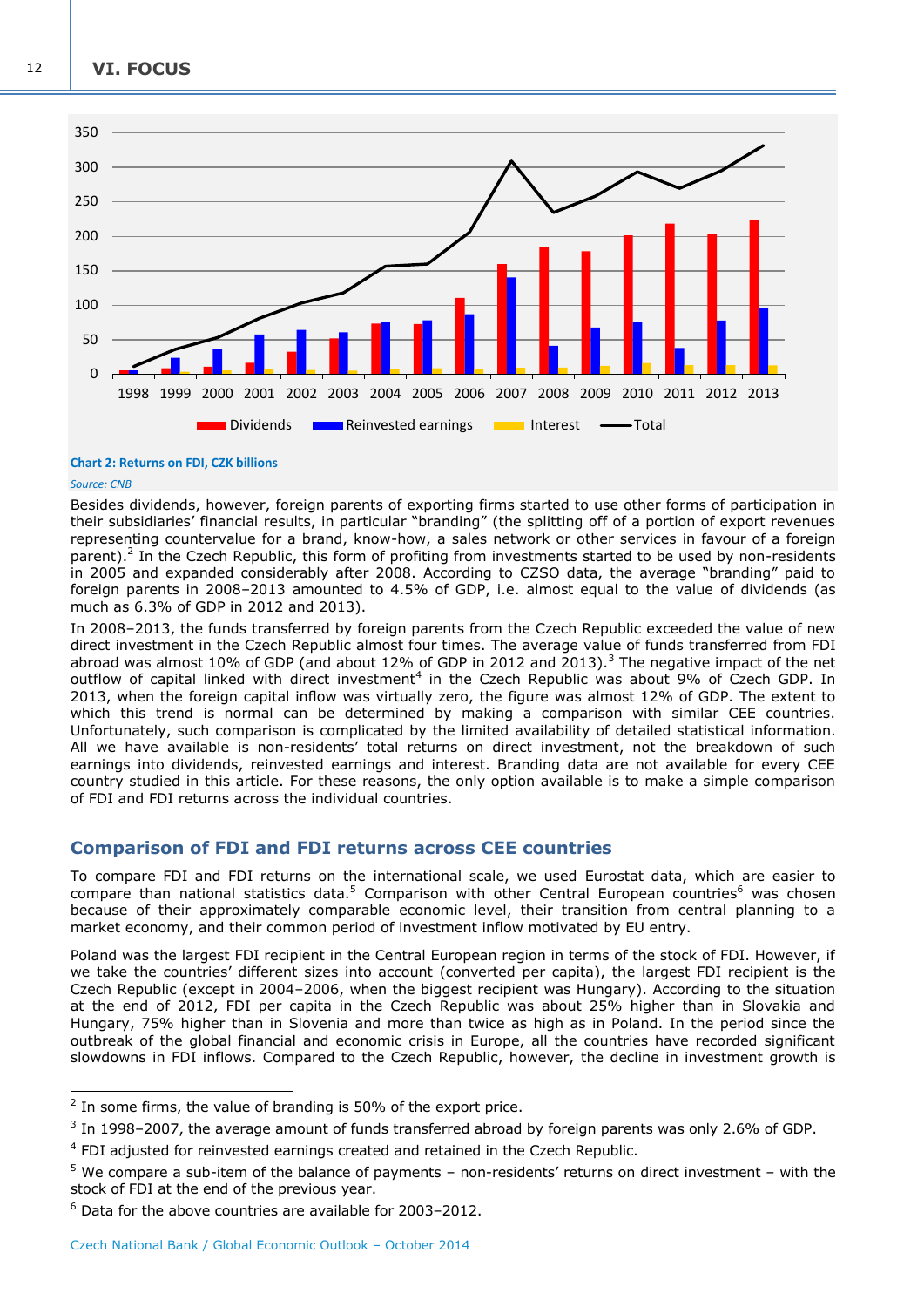Chart 2: Returns on FDI, CZK billions

*Source: CNB*

Besides dividends, however, foreign parents of exporting firms started to use other forms of participation in their subsidiaries' financial results, in particular "branding" (the splitting off of a portion of export revenues representing countervalue for a brand, know-how, a sales network or other services in favour of a foreign parent).[2] In the Czech Republic, this form of profiting from investments started to be used by non-residents in 2005 and expanded considerably after 2008. According to CZSO data, the average "branding" paid to foreign parents in 2008–2013 amounted to 4.5% of GDP, i.e. almost equal to the value of dividends (as much as 6.3% of GDP in 2012 and 2013).

In 2008–2013, the funds transferred by foreign parents from the Czech Republic exceeded the value of new direct investment in the Czech Republic almost four times. The average value of funds transferred from FDI abroad was almost 10% of GDP (and about 12% of GDP in 2012 and 2013).[3] The negative impact of the net outflow of capital linked with direct investment[4] in the Czech Republic was about 9% of Czech GDP. In 2013, when the foreign capital inflow was virtually zero, the figure was almost 12% of GDP. The extent to which this trend is normal can be determined by making a comparison with similar CEE countries. Unfortunately, such comparison is complicated by the limited availability of detailed statistical information. All we have available is non-residents' total returns on direct investment, not the breakdown of such earnings into dividends, reinvested earnings and interest. Branding data are not available for every CEE country studied in this article. For these reasons, the only option available is to make a simple comparison of FDI and FDI returns across the individual countries.

## Comparison of FDI and FDI returns across CEE countries

To compare FDI and FDI returns on the international scale, we used Eurostat data, which are easier to compare than national statistics data.[5] Comparison with other Central European countries[6] was chosen because of their approximately comparable economic level, their transition from central planning to a market economy, and their common period of investment inflow motivated by EU entry.

Poland was the largest FDI recipient in the Central European region in terms of the stock of FDI. However, if we take the countries' different sizes into account (converted per capita), the largest FDI recipient is the Czech Republic (except in 2004–2006, when the biggest recipient was Hungary). According to the situation at the end of 2012, FDI per capita in the Czech Republic was about 25% higher than in Slovakia and Hungary, 75% higher than in Slovenia and more than twice as high as in Poland. In the period since the outbreak of the global financial and economic crisis in Europe, all the countries have recorded significant slowdowns in FDI inflows. Compared to the Czech Republic, however, the decline in investment growth is

---

[2] In some firms, the value of branding is 50% of the export price.

[3] In 1998–2007, the average amount of funds transferred abroad by foreign parents was only 2.6% of GDP.

[4] FDI adjusted for reinvested earnings created and retained in the Czech Republic.

[5] We compare a sub-item of the balance of payments – non-residents' returns on direct investment – with the stock of FDI at the end of the previous year.

[6] Data for the above countries are available for 2003–2012.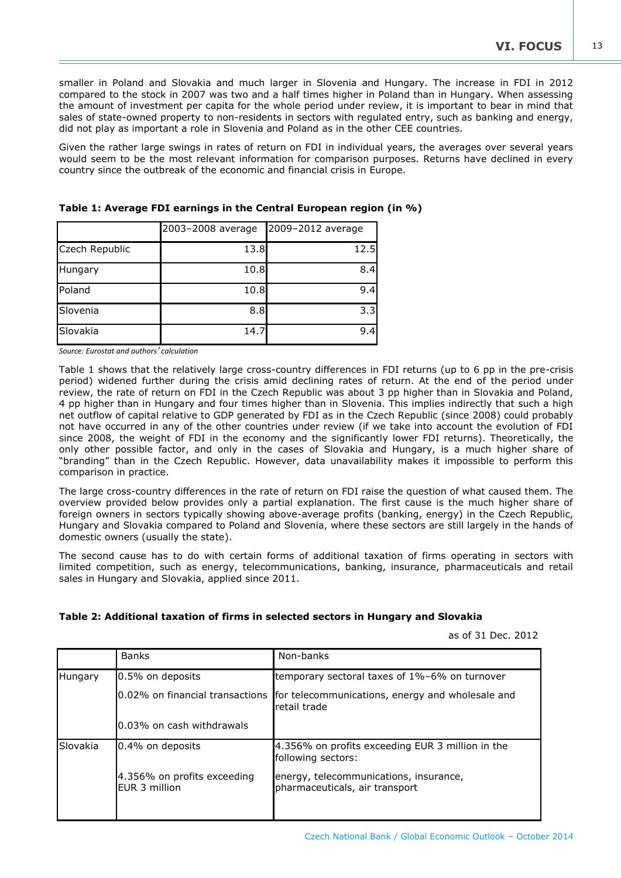smaller in Poland and Slovakia and much larger in Slovenia and Hungary. The increase in FDI in 2012 compared to the stock in 2007 was two and a half times higher in Poland than in Hungary. When assessing the amount of investment per capita for the whole period under review, it is important to bear in mind that sales of state-owned property to non-residents in sectors with regulated entry, such as banking and energy, did not play as important a role in Slovenia and Poland as in the other CEE countries.

Given the rather large swings in rates of return on FDI in individual years, the averages over several years would seem to be the most relevant information for comparison purposes. Returns have declined in every country since the outbreak of the economic and financial crisis in Europe.

**Table 1: Average FDI earnings in the Central European region (in %)**

| | 2003–2008 average | 2009–2012 average |
|---|---:|---:|
| Czech Republic | 13.8 | 12.5 |
| Hungary | 10.8 | 8.4 |
| Poland | 10.8 | 9.4 |
| Slovenia | 8.8 | 3.3 |
| Slovakia | 14.7 | 9.4 |

*Source: Eurostat and authors' calculation*

Table 1 shows that the relatively large cross-country differences in FDI returns (up to 6 pp in the pre-crisis period) widened further during the crisis amid declining rates of return. At the end of the period under review, the rate of return on FDI in the Czech Republic was about 3 pp higher than in Slovakia and Poland, 4 pp higher than in Hungary and four times higher than in Slovenia. This implies indirectly that such a high net outflow of capital relative to GDP generated by FDI as in the Czech Republic (since 2008) could probably not have occurred in any of the other countries under review (if we take into account the evolution of FDI since 2008, the weight of FDI in the economy and the significantly lower FDI returns). Theoretically, the only other possible factor, and only in the cases of Slovakia and Hungary, is a much higher share of "branding" than in the Czech Republic. However, data unavailability makes it impossible to perform this comparison in practice.

The large cross-country differences in the rate of return on FDI raise the question of what caused them. The overview provided below provides only a partial explanation. The first cause is the much higher share of foreign owners in sectors typically showing above-average profits (banking, energy) in the Czech Republic, Hungary and Slovakia compared to Poland and Slovenia, where these sectors are still largely in the hands of domestic owners (usually the state).

The second cause has to do with certain forms of additional taxation of firms operating in sectors with limited competition, such as energy, telecommunications, banking, insurance, pharmaceuticals and retail sales in Hungary and Slovakia, applied since 2011.

**Table 2: Additional taxation of firms in selected sectors in Hungary and Slovakia**

as of 31 Dec. 2012

| | Banks | Non-banks |
|---|---|---|
| Hungary | 0.5% on deposits<br>0.02% on financial transactions<br>0.03% on cash withdrawals | temporary sectoral taxes of 1%–6% on turnover for telecommunications, energy and wholesale and retail trade |
| Slovakia | 0.4% on deposits<br>4.356% on profits exceeding EUR 3 million | 4.356% on profits exceeding EUR 3 million in the following sectors: energy, telecommunications, insurance, pharmaceuticals, air transport |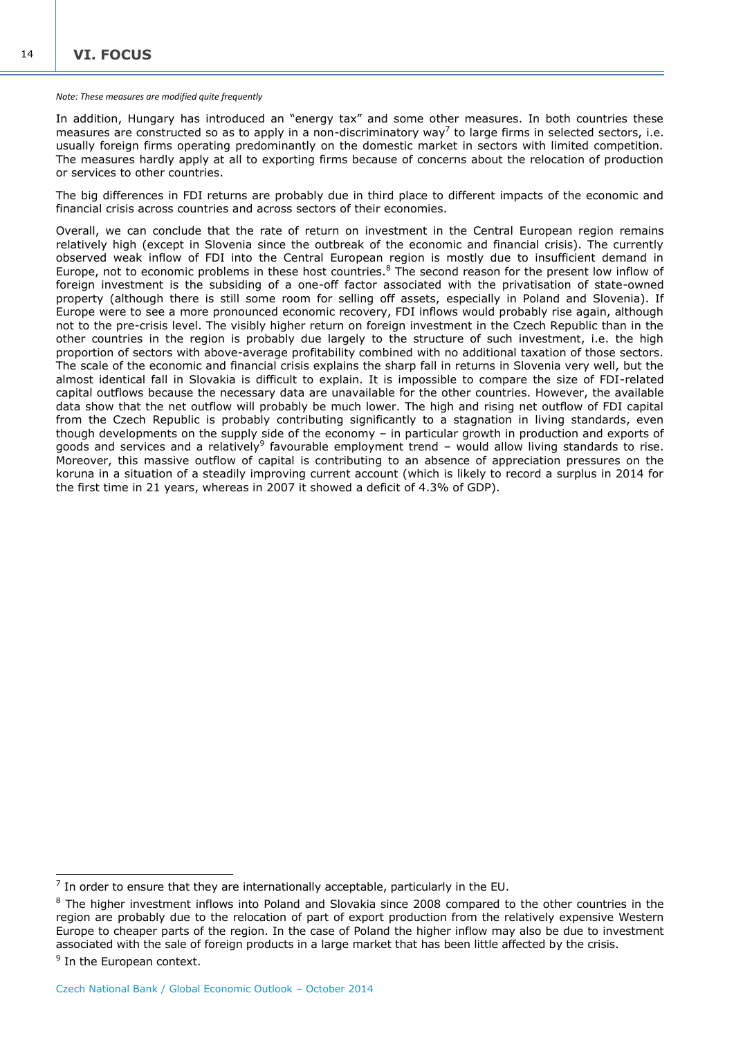*Note: These measures are modified quite frequently*

In addition, Hungary has introduced an "energy tax" and some other measures. In both countries these measures are constructed so as to apply in a non-discriminatory way[7] to large firms in selected sectors, i.e. usually foreign firms operating predominantly on the domestic market in sectors with limited competition. The measures hardly apply at all to exporting firms because of concerns about the relocation of production or services to other countries.

The big differences in FDI returns are probably due in third place to different impacts of the economic and financial crisis across countries and across sectors of their economies.

Overall, we can conclude that the rate of return on investment in the Central European region remains relatively high (except in Slovenia since the outbreak of the economic and financial crisis). The currently observed weak inflow of FDI into the Central European region is mostly due to insufficient demand in Europe, not to economic problems in these host countries.[8] The second reason for the present low inflow of foreign investment is the subsiding of a one-off factor associated with the privatisation of state-owned property (although there is still some room for selling off assets, especially in Poland and Slovenia). If Europe were to see a more pronounced economic recovery, FDI inflows would probably rise again, although not to the pre-crisis level. The visibly higher return on foreign investment in the Czech Republic than in the other countries in the region is probably due largely to the structure of such investment, i.e. the high proportion of sectors with above-average profitability combined with no additional taxation of those sectors. The scale of the economic and financial crisis explains the sharp fall in returns in Slovenia very well, but the almost identical fall in Slovakia is difficult to explain. It is impossible to compare the size of FDI-related capital outflows because the necessary data are unavailable for the other countries. However, the available data show that the net outflow will probably be much lower. The high and rising net outflow of FDI capital from the Czech Republic is probably contributing significantly to a stagnation in living standards, even though developments on the supply side of the economy – in particular growth in production and exports of goods and services and a relatively[9] favourable employment trend – would allow living standards to rise. Moreover, this massive outflow of capital is contributing to an absence of appreciation pressures on the koruna in a situation of a steadily improving current account (which is likely to record a surplus in 2014 for the first time in 21 years, whereas in 2007 it showed a deficit of 4.3% of GDP).

---

[7] In order to ensure that they are internationally acceptable, particularly in the EU.

[8] The higher investment inflows into Poland and Slovakia since 2008 compared to the other countries in the region are probably due to the relocation of part of export production from the relatively expensive Western Europe to cheaper parts of the region. In the case of Poland the higher inflow may also be due to investment associated with the sale of foreign products in a large market that has been little affected by the crisis.

[9] In the European context.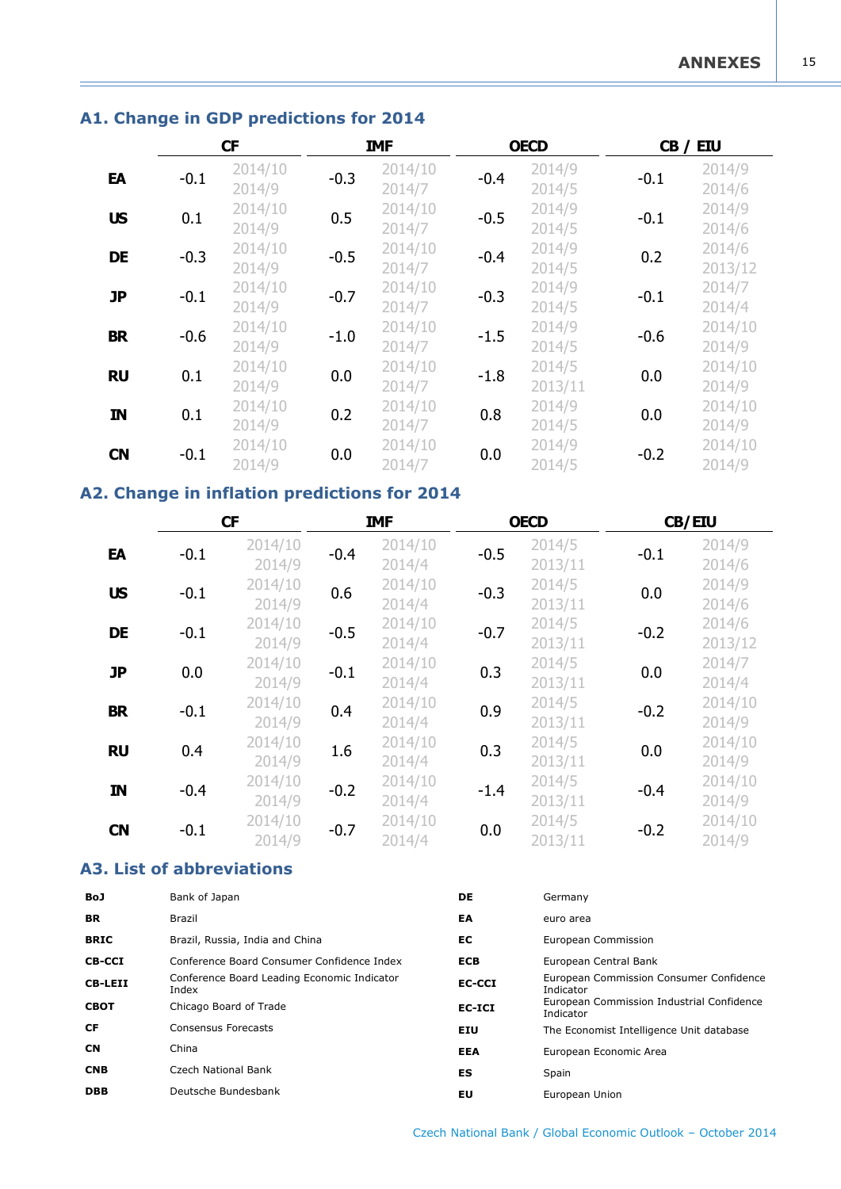## A1. Change in GDP predictions for 2014

| | CF | | IMF | | OECD | | CB / EIU | |
|---|---|---|---|---|---|---|---|---|
| **EA** | -0.1 | 2014/10<br>2014/9 | -0.3 | 2014/10<br>2014/7 | -0.4 | 2014/9<br>2014/5 | -0.1 | 2014/9<br>2014/6 |
| **US** | 0.1 | 2014/10<br>2014/9 | 0.5 | 2014/10<br>2014/7 | -0.5 | 2014/9<br>2014/5 | -0.1 | 2014/9<br>2014/6 |
| **DE** | -0.3 | 2014/10<br>2014/9 | -0.5 | 2014/10<br>2014/7 | -0.4 | 2014/9<br>2014/5 | 0.2 | 2014/6<br>2013/12 |
| **JP** | -0.1 | 2014/10<br>2014/9 | -0.7 | 2014/10<br>2014/7 | -0.3 | 2014/9<br>2014/5 | -0.1 | 2014/7<br>2014/4 |
| **BR** | -0.6 | 2014/10<br>2014/9 | -1.0 | 2014/10<br>2014/7 | -1.5 | 2014/9<br>2014/5 | -0.6 | 2014/10<br>2014/9 |
| **RU** | 0.1 | 2014/10<br>2014/9 | 0.0 | 2014/10<br>2014/7 | -1.8 | 2014/5<br>2013/11 | 0.0 | 2014/10<br>2014/9 |
| **IN** | 0.1 | 2014/10<br>2014/9 | 0.2 | 2014/10<br>2014/7 | 0.8 | 2014/9<br>2014/5 | 0.0 | 2014/10<br>2014/9 |
| **CN** | -0.1 | 2014/10<br>2014/9 | 0.0 | 2014/10<br>2014/7 | 0.0 | 2014/9<br>2014/5 | -0.2 | 2014/10<br>2014/9 |

## A2. Change in inflation predictions for 2014

| | CF | | IMF | | OECD | | CB/EIU | |
|---|---|---|---|---|---|---|---|---|
| **EA** | -0.1 | 2014/10<br>2014/9 | -0.4 | 2014/10<br>2014/4 | -0.5 | 2014/5<br>2013/11 | -0.1 | 2014/9<br>2014/6 |
| **US** | -0.1 | 2014/10<br>2014/9 | 0.6 | 2014/10<br>2014/4 | -0.3 | 2014/5<br>2013/11 | 0.0 | 2014/9<br>2014/6 |
| **DE** | -0.1 | 2014/10<br>2014/9 | -0.5 | 2014/10<br>2014/4 | -0.7 | 2014/5<br>2013/11 | -0.2 | 2014/6<br>2013/12 |
| **JP** | 0.0 | 2014/10<br>2014/9 | -0.1 | 2014/10<br>2014/4 | 0.3 | 2014/5<br>2013/11 | 0.0 | 2014/7<br>2014/4 |
| **BR** | -0.1 | 2014/10<br>2014/9 | 0.4 | 2014/10<br>2014/4 | 0.9 | 2014/5<br>2013/11 | -0.2 | 2014/10<br>2014/9 |
| **RU** | 0.4 | 2014/10<br>2014/9 | 1.6 | 2014/10<br>2014/4 | 0.3 | 2014/5<br>2013/11 | 0.0 | 2014/10<br>2014/9 |
| **IN** | -0.4 | 2014/10<br>2014/9 | -0.2 | 2014/10<br>2014/4 | -1.4 | 2014/5<br>2013/11 | -0.4 | 2014/10<br>2014/9 |
| **CN** | -0.1 | 2014/10<br>2014/9 | -0.7 | 2014/10<br>2014/4 | 0.0 | 2014/5<br>2013/11 | -0.2 | 2014/10<br>2014/9 |

## A3. List of abbreviations

| | | | |
|---|---|---|---|
| **BoJ** | Bank of Japan | **DE** | Germany |
| **BR** | Brazil | **EA** | euro area |
| **BRIC** | Brazil, Russia, India and China | **EC** | European Commission |
| **CB-CCI** | Conference Board Consumer Confidence Index | **ECB** | European Central Bank |
| **CB-LEII** | Conference Board Leading Economic Indicator Index | **EC-CCI** | European Commission Consumer Confidence Indicator |
| **CBOT** | Chicago Board of Trade | **EC-ICI** | European Commission Industrial Confidence Indicator |
| **CF** | Consensus Forecasts | **EIU** | The Economist Intelligence Unit database |
| **CN** | China | **EEA** | European Economic Area |
| **CNB** | Czech National Bank | **ES** | Spain |
| **DBB** | Deutsche Bundesbank | **EU** | European Union |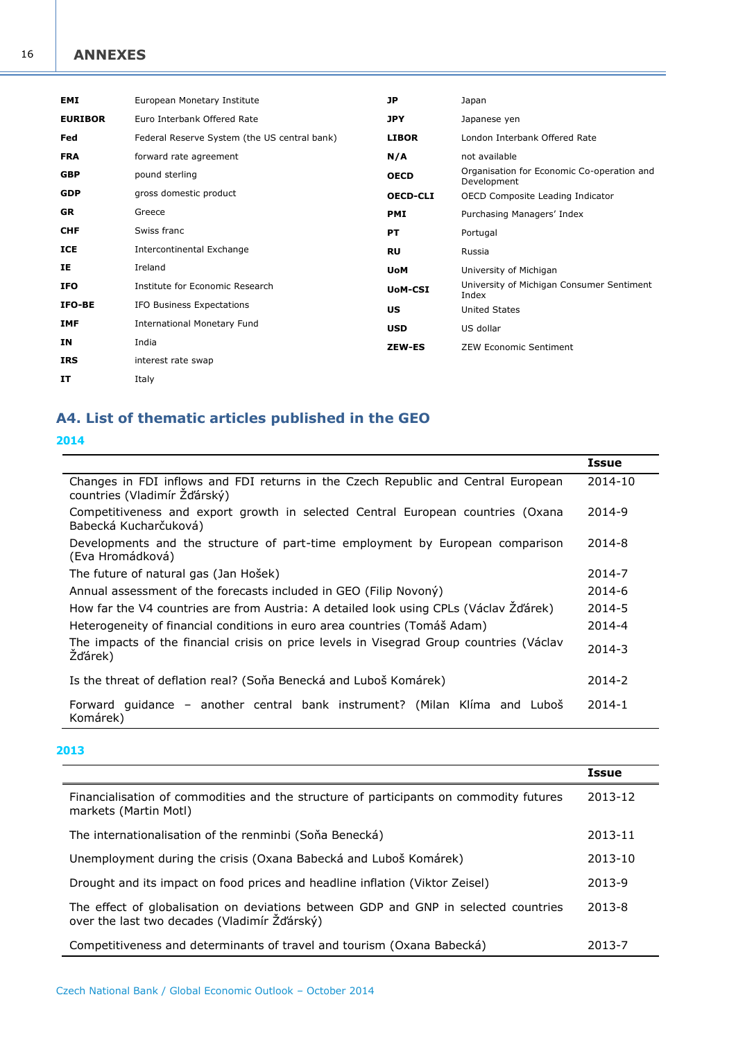| | |
|---|---|
| **EMI** | European Monetary Institute |
| **EURIBOR** | Euro Interbank Offered Rate |
| **Fed** | Federal Reserve System (the US central bank) |
| **FRA** | forward rate agreement |
| **GBP** | pound sterling |
| **GDP** | gross domestic product |
| **GR** | Greece |
| **CHF** | Swiss franc |
| **ICE** | Intercontinental Exchange |
| **IE** | Ireland |
| **IFO** | Institute for Economic Research |
| **IFO-BE** | IFO Business Expectations |
| **IMF** | International Monetary Fund |
| **IN** | India |
| **IRS** | interest rate swap |
| **IT** | Italy |
| **JP** | Japan |
| **JPY** | Japanese yen |
| **LIBOR** | London Interbank Offered Rate |
| **N/A** | not available |
| **OECD** | Organisation for Economic Co-operation and Development |
| **OECD-CLI** | OECD Composite Leading Indicator |
| **PMI** | Purchasing Managers' Index |
| **PT** | Portugal |
| **RU** | Russia |
| **UoM** | University of Michigan |
| **UoM-CSI** | University of Michigan Consumer Sentiment Index |
| **US** | United States |
| **USD** | US dollar |
| **ZEW-ES** | ZEW Economic Sentiment |

## A4. List of thematic articles published in the GEO

### 2014

| | **Issue** |
|---|---|
| Changes in FDI inflows and FDI returns in the Czech Republic and Central European countries (Vladimír Žďárský) | 2014-10 |
| Competitiveness and export growth in selected Central European countries (Oxana Babecká Kucharčuková) | 2014-9 |
| Developments and the structure of part-time employment by European comparison (Eva Hromádková) | 2014-8 |
| The future of natural gas (Jan Hošek) | 2014-7 |
| Annual assessment of the forecasts included in GEO (Filip Novotný) | 2014-6 |
| How far the V4 countries are from Austria: A detailed look using CPLs (Václav Žďárek) | 2014-5 |
| Heterogeneity of financial conditions in euro area countries (Tomáš Adam) | 2014-4 |
| The impacts of the financial crisis on price levels in Visegrad Group countries (Václav Žďárek) | 2014-3 |
| Is the threat of deflation real? (Soňa Benecká and Luboš Komárek) | 2014-2 |
| Forward guidance – another central bank instrument? (Milan Klíma and Luboš Komárek) | 2014-1 |

### 2013

| | **Issue** |
|---|---|
| Financialisation of commodities and the structure of participants on commodity futures markets (Martin Motl) | 2013-12 |
| The internationalisation of the renminbi (Soňa Benecká) | 2013-11 |
| Unemployment during the crisis (Oxana Babecká and Luboš Komárek) | 2013-10 |
| Drought and its impact on food prices and headline inflation (Viktor Zeisel) | 2013-9 |
| The effect of globalisation on deviations between GDP and GNP in selected countries over the last two decades (Vladimír Žďárský) | 2013-8 |
| Competitiveness and determinants of travel and tourism (Oxana Babecká) | 2013-7 |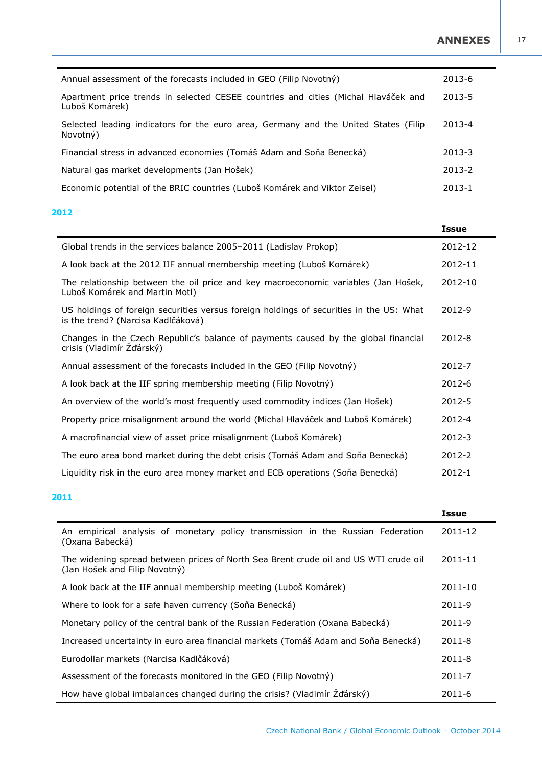| | |
|---|---|
| Annual assessment of the forecasts included in GEO (Filip Novotný) | 2013-6 |
| Apartment price trends in selected CESEE countries and cities (Michal Hlaváček and Luboš Komárek) | 2013-5 |
| Selected leading indicators for the euro area, Germany and the United States (Filip Novotný) | 2013-4 |
| Financial stress in advanced economies (Tomáš Adam and Soňa Benecká) | 2013-3 |
| Natural gas market developments (Jan Hošek) | 2013-2 |
| Economic potential of the BRIC countries (Luboš Komárek and Viktor Zeisel) | 2013-1 |

**2012**

| | Issue |
|---|---|
| Global trends in the services balance 2005–2011 (Ladislav Prokop) | 2012-12 |
| A look back at the 2012 IIF annual membership meeting (Luboš Komárek) | 2012-11 |
| The relationship between the oil price and key macroeconomic variables (Jan Hošek, Luboš Komárek and Martin Motl) | 2012-10 |
| US holdings of foreign securities versus foreign holdings of securities in the US: What is the trend? (Narcisa Kadlčáková) | 2012-9 |
| Changes in the Czech Republic's balance of payments caused by the global financial crisis (Vladimír Žďárský) | 2012-8 |
| Annual assessment of the forecasts included in the GEO (Filip Novotný) | 2012-7 |
| A look back at the IIF spring membership meeting (Filip Novotný) | 2012-6 |
| An overview of the world's most frequently used commodity indices (Jan Hošek) | 2012-5 |
| Property price misalignment around the world (Michal Hlaváček and Luboš Komárek) | 2012-4 |
| A macrofinancial view of asset price misalignment (Luboš Komárek) | 2012-3 |
| The euro area bond market during the debt crisis (Tomáš Adam and Soňa Benecká) | 2012-2 |
| Liquidity risk in the euro area money market and ECB operations (Soňa Benecká) | 2012-1 |

**2011**

| | Issue |
|---|---|
| An empirical analysis of monetary policy transmission in the Russian Federation (Oxana Babecká) | 2011-12 |
| The widening spread between prices of North Sea Brent crude oil and US WTI crude oil (Jan Hošek and Filip Novotný) | 2011-11 |
| A look back at the IIF annual membership meeting (Luboš Komárek) | 2011-10 |
| Where to look for a safe haven currency (Soňa Benecká) | 2011-9 |
| Monetary policy of the central bank of the Russian Federation (Oxana Babecká) | 2011-9 |
| Increased uncertainty in euro area financial markets (Tomáš Adam and Soňa Benecká) | 2011-8 |
| Eurodollar markets (Narcisa Kadlčáková) | 2011-8 |
| Assessment of the forecasts monitored in the GEO (Filip Novotný) | 2011-7 |
| How have global imbalances changed during the crisis? (Vladimír Žďárský) | 2011-6 |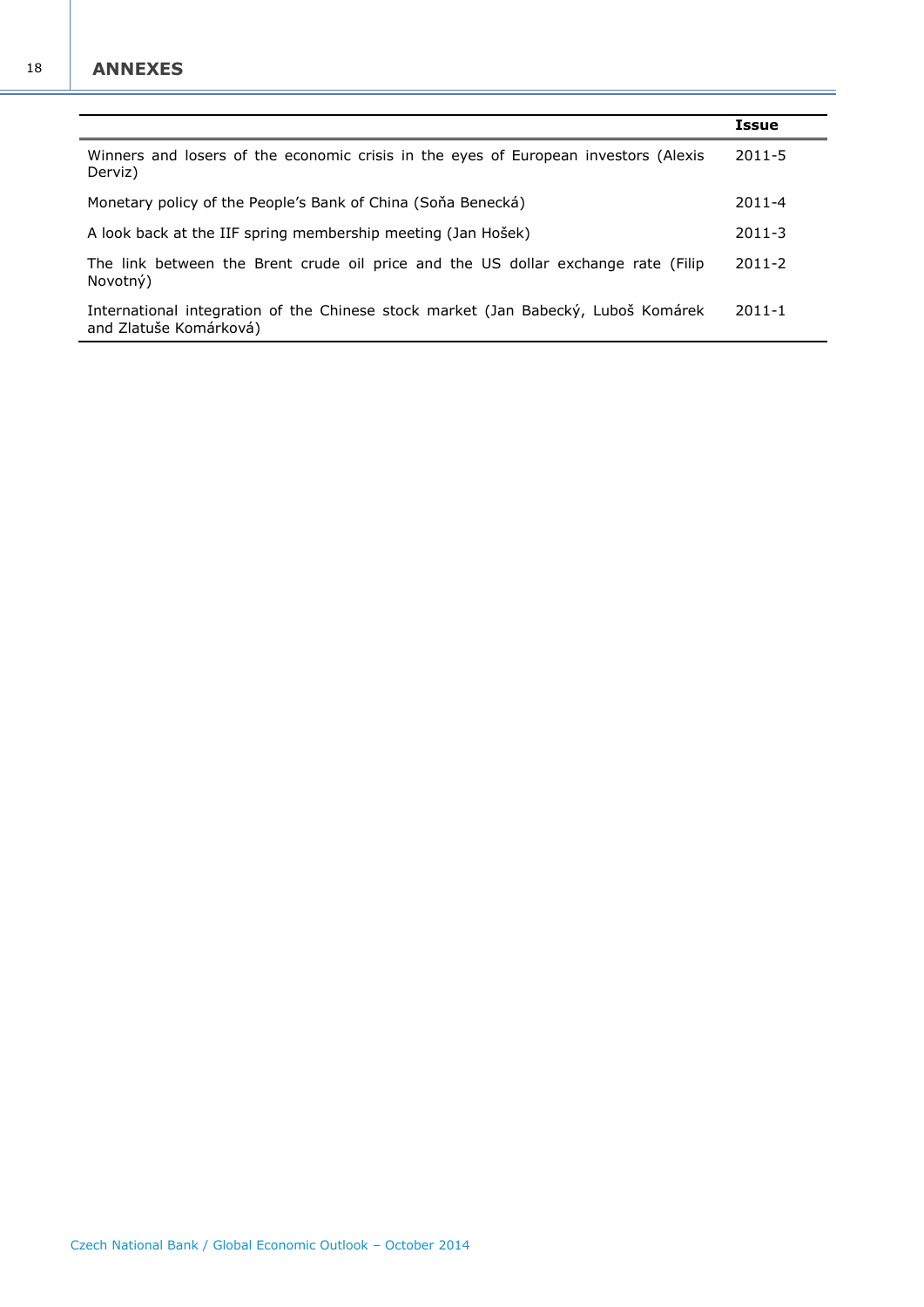| | Issue |
|---|---|
| Winners and losers of the economic crisis in the eyes of European investors (Alexis Derviz) | 2011-5 |
| Monetary policy of the People's Bank of China (Soňa Benecká) | 2011-4 |
| A look back at the IIF spring membership meeting (Jan Hošek) | 2011-3 |
| The link between the Brent crude oil price and the US dollar exchange rate (Filip Novotný) | 2011-2 |
| International integration of the Chinese stock market (Jan Babecký, Luboš Komárek and Zlatuše Komárková) | 2011-1 |